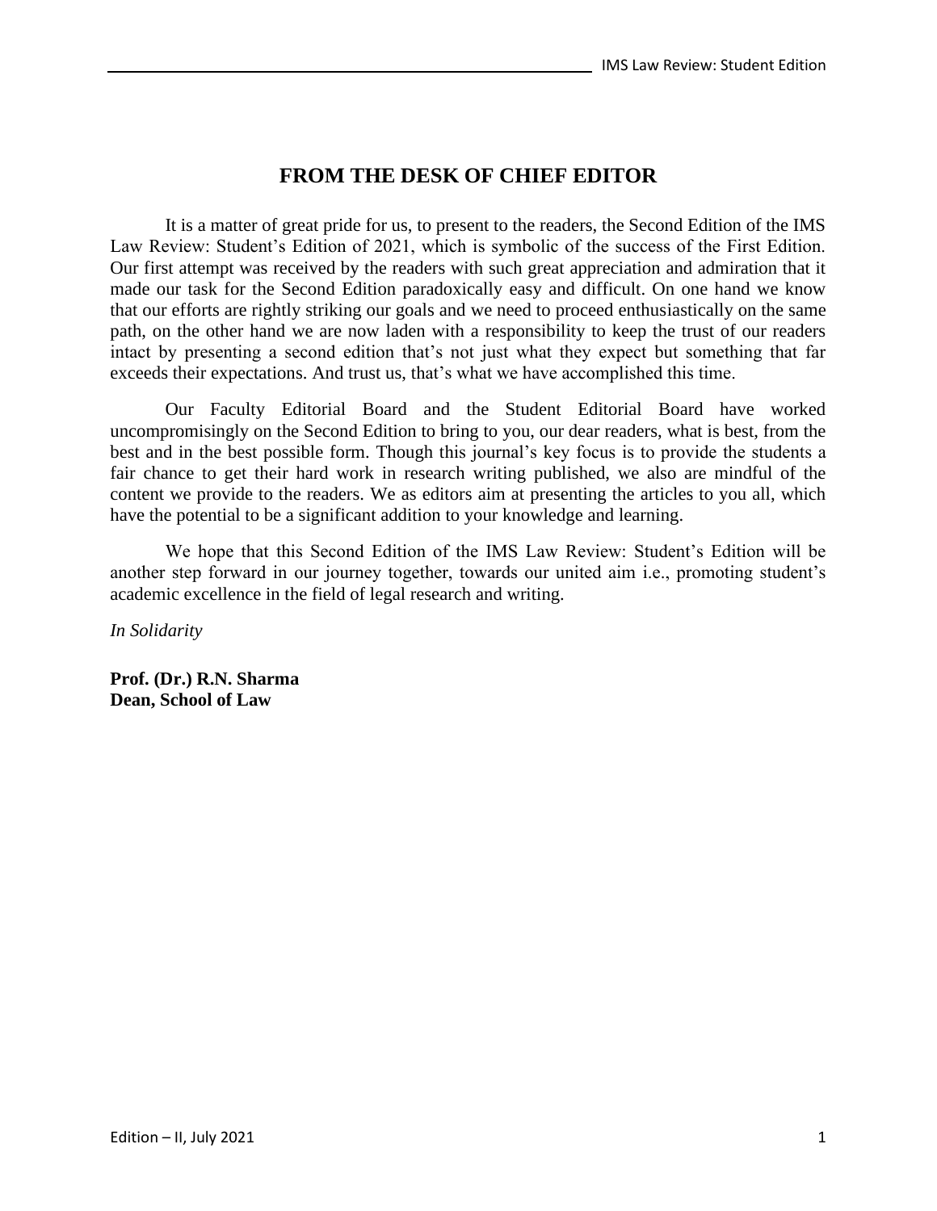# FROM THE DESK OF CHIEF EDITOR

It is a matter of great pride for us, to present to the readers, the Second Edition of the IMS Law Review: Student's Edition of 2021, which is symbolic of the success of the First Edition. Our first attempt was received by the readers with such great appreciation and admiration that it made our task for the Second Edition paradoxically easy and difficult. On one hand we know that our efforts are rightly striking our goals and we need to proceed enthusiastically on the same path, on the other hand we are now laden with a responsibility to keep the trust of our readers intact by presenting a second edition that's not just what they expect but something that far exceeds their expectations. And trust us, that's what we have accomplished this time.

Our Faculty Editorial Board and the Student Editorial Board have worked uncompromisingly on the Second Edition to bring to you, our dear readers, what is best, from the best and in the best possible form. Though this journal's key focus is to provide the students a fair chance to get their hard work in research writing published, we also are mindful of the content we provide to the readers. We as editors aim at presenting the articles to you all, which have the potential to be a significant addition to your knowledge and learning.

We hope that this Second Edition of the IMS Law Review: Student's Edition will be another step forward in our journey together, towards our united aim i.e., promoting student's academic excellence in the field of legal research and writing.

*In Solidarity*

**Prof. (Dr.) R.N. Sharma**
**Dean, School of Law**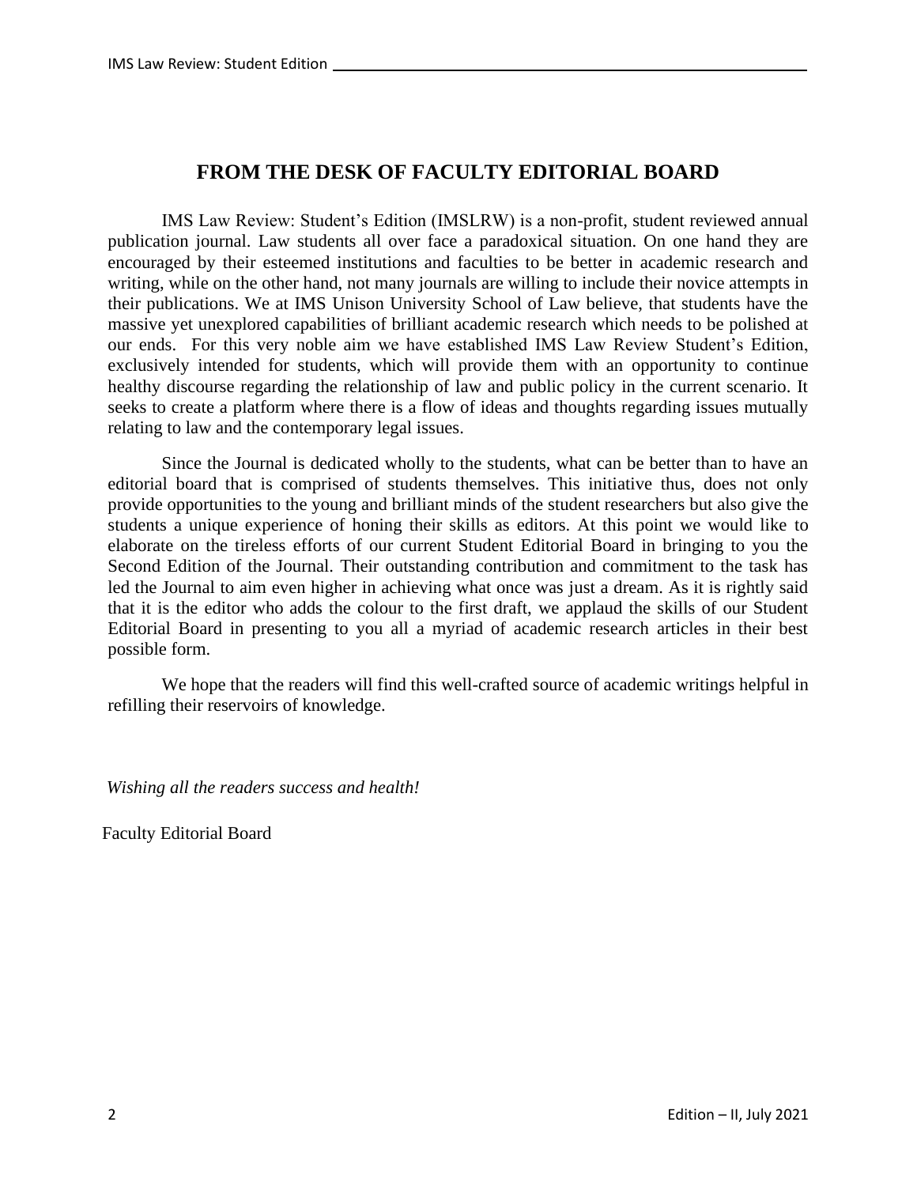# FROM THE DESK OF FACULTY EDITORIAL BOARD

IMS Law Review: Student's Edition (IMSLRW) is a non-profit, student reviewed annual publication journal. Law students all over face a paradoxical situation. On one hand they are encouraged by their esteemed institutions and faculties to be better in academic research and writing, while on the other hand, not many journals are willing to include their novice attempts in their publications. We at IMS Unison University School of Law believe, that students have the massive yet unexplored capabilities of brilliant academic research which needs to be polished at our ends. For this very noble aim we have established IMS Law Review Student's Edition, exclusively intended for students, which will provide them with an opportunity to continue healthy discourse regarding the relationship of law and public policy in the current scenario. It seeks to create a platform where there is a flow of ideas and thoughts regarding issues mutually relating to law and the contemporary legal issues.

Since the Journal is dedicated wholly to the students, what can be better than to have an editorial board that is comprised of students themselves. This initiative thus, does not only provide opportunities to the young and brilliant minds of the student researchers but also give the students a unique experience of honing their skills as editors. At this point we would like to elaborate on the tireless efforts of our current Student Editorial Board in bringing to you the Second Edition of the Journal. Their outstanding contribution and commitment to the task has led the Journal to aim even higher in achieving what once was just a dream. As it is rightly said that it is the editor who adds the colour to the first draft, we applaud the skills of our Student Editorial Board in presenting to you all a myriad of academic research articles in their best possible form.

We hope that the readers will find this well-crafted source of academic writings helpful in refilling their reservoirs of knowledge.

*Wishing all the readers success and health!*

Faculty Editorial Board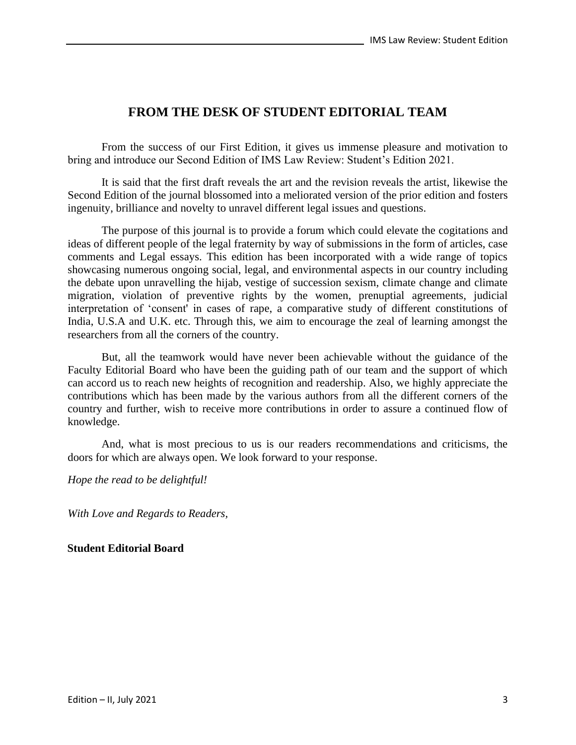# FROM THE DESK OF STUDENT EDITORIAL TEAM

From the success of our First Edition, it gives us immense pleasure and motivation to bring and introduce our Second Edition of IMS Law Review: Student's Edition 2021.

It is said that the first draft reveals the art and the revision reveals the artist, likewise the Second Edition of the journal blossomed into a meliorated version of the prior edition and fosters ingenuity, brilliance and novelty to unravel different legal issues and questions.

The purpose of this journal is to provide a forum which could elevate the cogitations and ideas of different people of the legal fraternity by way of submissions in the form of articles, case comments and Legal essays. This edition has been incorporated with a wide range of topics showcasing numerous ongoing social, legal, and environmental aspects in our country including the debate upon unravelling the hijab, vestige of succession sexism, climate change and climate migration, violation of preventive rights by the women, prenuptial agreements, judicial interpretation of 'consent' in cases of rape, a comparative study of different constitutions of India, U.S.A and U.K. etc. Through this, we aim to encourage the zeal of learning amongst the researchers from all the corners of the country.

But, all the teamwork would have never been achievable without the guidance of the Faculty Editorial Board who have been the guiding path of our team and the support of which can accord us to reach new heights of recognition and readership. Also, we highly appreciate the contributions which has been made by the various authors from all the different corners of the country and further, wish to receive more contributions in order to assure a continued flow of knowledge.

And, what is most precious to us is our readers recommendations and criticisms, the doors for which are always open. We look forward to your response.

*Hope the read to be delightful!*

*With Love and Regards to Readers,*

**Student Editorial Board**